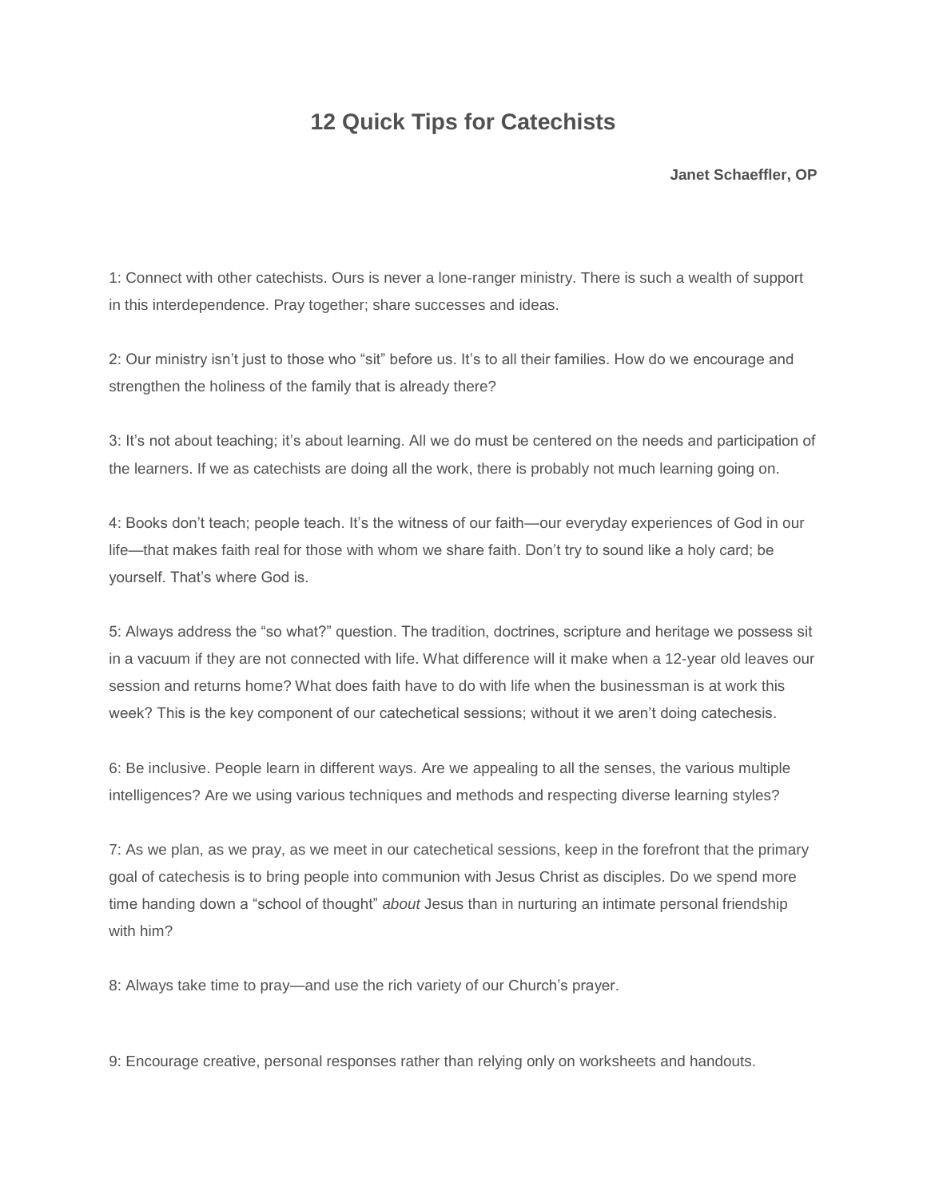# 12 Quick Tips for Catechists

**Janet Schaeffler, OP**

1: Connect with other catechists. Ours is never a lone-ranger ministry. There is such a wealth of support in this interdependence. Pray together; share successes and ideas.

2: Our ministry isn't just to those who "sit" before us. It's to all their families. How do we encourage and strengthen the holiness of the family that is already there?

3: It's not about teaching; it's about learning. All we do must be centered on the needs and participation of the learners. If we as catechists are doing all the work, there is probably not much learning going on.

4: Books don't teach; people teach. It's the witness of our faith—our everyday experiences of God in our life—that makes faith real for those with whom we share faith. Don't try to sound like a holy card; be yourself. That's where God is.

5: Always address the "so what?" question. The tradition, doctrines, scripture and heritage we possess sit in a vacuum if they are not connected with life. What difference will it make when a 12-year old leaves our session and returns home? What does faith have to do with life when the businessman is at work this week? This is the key component of our catechetical sessions; without it we aren't doing catechesis.

6: Be inclusive. People learn in different ways. Are we appealing to all the senses, the various multiple intelligences? Are we using various techniques and methods and respecting diverse learning styles?

7: As we plan, as we pray, as we meet in our catechetical sessions, keep in the forefront that the primary goal of catechesis is to bring people into communion with Jesus Christ as disciples. Do we spend more time handing down a "school of thought" *about* Jesus than in nurturing an intimate personal friendship with him?

8: Always take time to pray—and use the rich variety of our Church's prayer.

9: Encourage creative, personal responses rather than relying only on worksheets and handouts.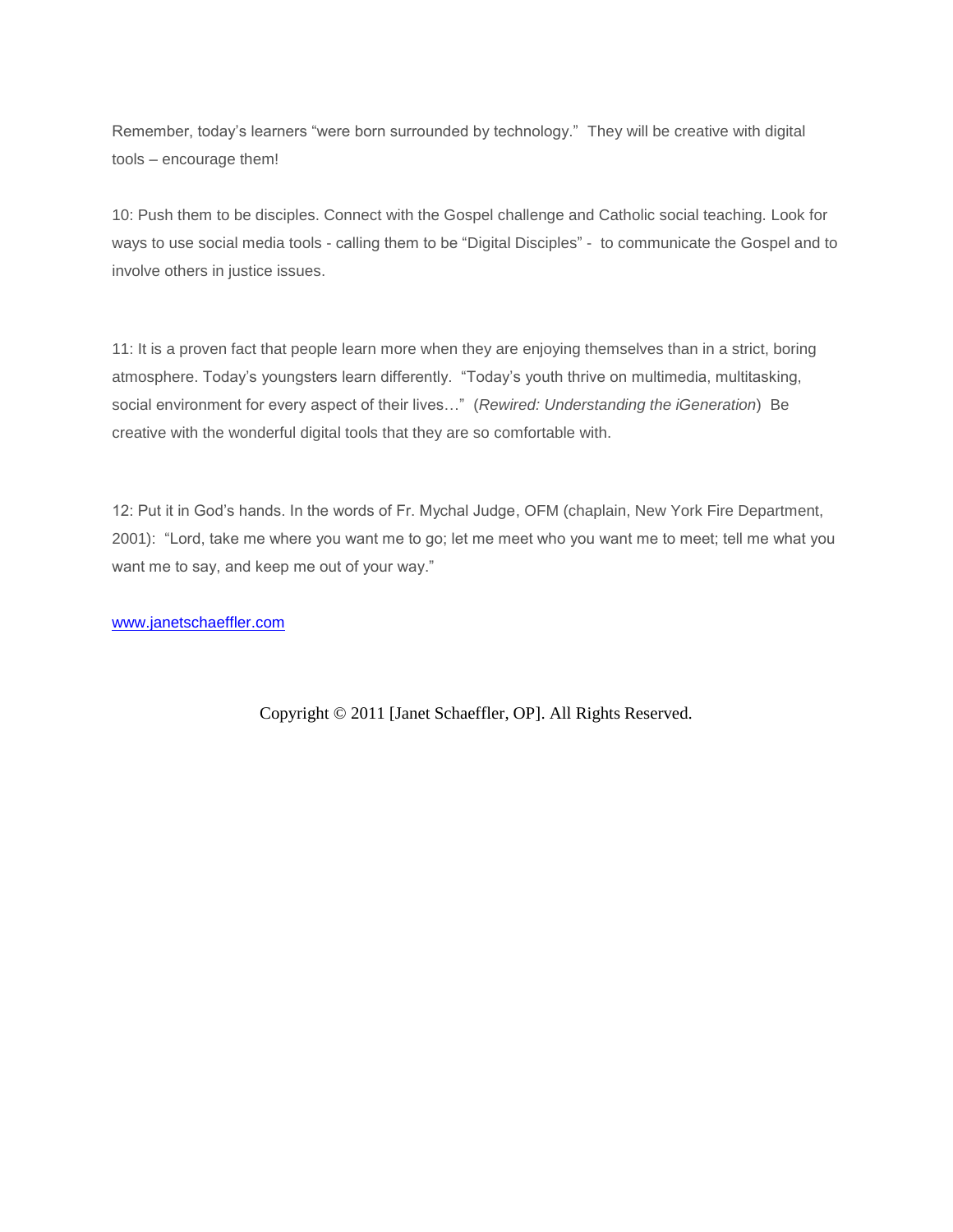Remember, today's learners "were born surrounded by technology." They will be creative with digital tools – encourage them!

10: Push them to be disciples. Connect with the Gospel challenge and Catholic social teaching. Look for ways to use social media tools - calling them to be "Digital Disciples" - to communicate the Gospel and to involve others in justice issues.

11: It is a proven fact that people learn more when they are enjoying themselves than in a strict, boring atmosphere. Today's youngsters learn differently. "Today's youth thrive on multimedia, multitasking, social environment for every aspect of their lives…" (*Rewired: Understanding the iGeneration*) Be creative with the wonderful digital tools that they are so comfortable with.

12: Put it in God's hands. In the words of Fr. Mychal Judge, OFM (chaplain, New York Fire Department, 2001): "Lord, take me where you want me to go; let me meet who you want me to meet; tell me what you want me to say, and keep me out of your way."

[www.janetschaeffler.com](http://www.janetschaeffler.com)

Copyright © 2011 [Janet Schaeffler, OP]. All Rights Reserved.